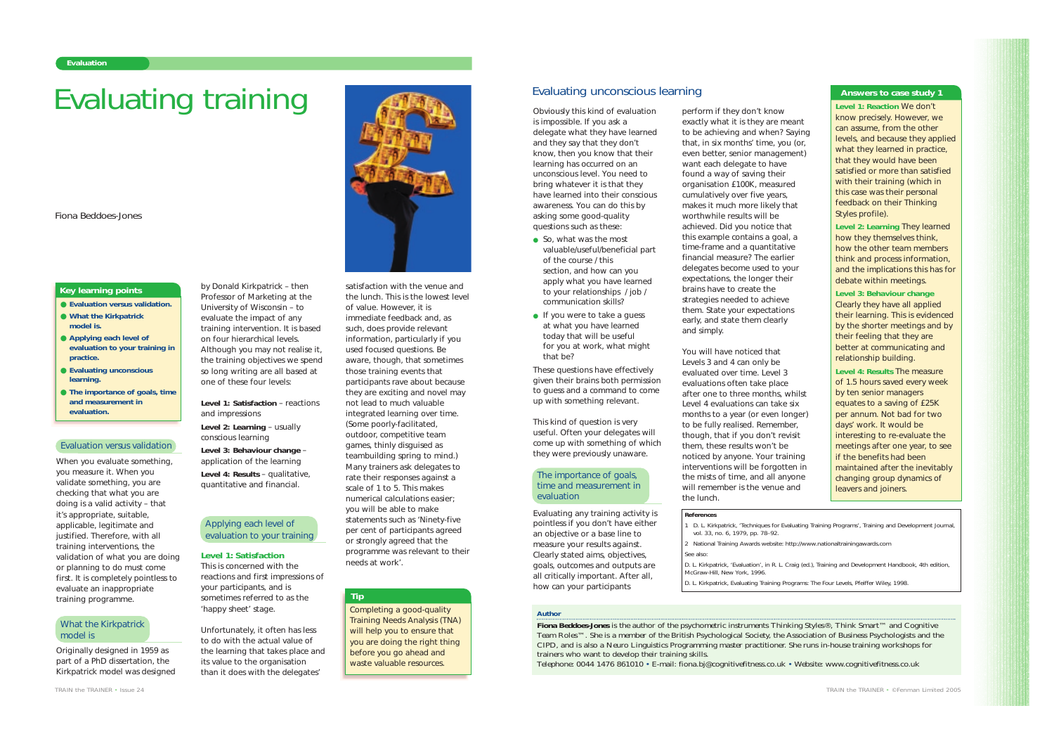# Evaluating training

Fiona Beddoes-Jones

## Key learning points

- Evaluation versus validation.
- What the Kirkpatrick model is.
- Applying each level of evaluation to your training in practice.
- Evaluating unconscious learning.
- The importance of goals, time and measurement in evaluation.

## Evaluation versus validation

When you evaluate something, you measure it. When you validate something, you are checking that what you are doing is a valid activity – that it's appropriate, suitable, applicable, legitimate and justified. Therefore, with all training interventions, the validation of what you are doing or planning to do must come first. It is completely pointless to evaluate an inappropriate training programme.

## What the Kirkpatrick model is

Originally designed in 1959 as part of a PhD dissertation, the Kirkpatrick model was designed by Donald Kirkpatrick – then Professor of Marketing at the University of Wisconsin – to evaluate the impact of any training intervention. It is based on four hierarchical levels. Although you may not realise it, the training objectives we spend so long writing are all based at one of these four levels:

**Level 1: Satisfaction** – reactions and impressions

**Level 2: Learning** – usually conscious learning

**Level 3: Behaviour change** – application of the learning

**Level 4: Results** – qualitative, quantitative and financial.

## Applying each level of evaluation to your training

### Level 1: Satisfaction

This is concerned with the reactions and first impressions of your participants, and is sometimes referred to as the 'happy sheet' stage.

Unfortunately, it often has less to do with the actual value of the learning that takes place and its value to the organisation than it does with the delegates' satisfaction with the venue and the lunch. This is the lowest level of value. However, it is immediate feedback and, as such, does provide relevant information, particularly if you used focused questions. Be aware, though, that sometimes those training events that participants rave about because they are exciting and novel may not lead to much valuable integrated learning over time. (Some poorly-facilitated, outdoor, competitive team games, thinly disguised as teambuilding spring to mind.) Many trainers ask delegates to rate their responses against a scale of 1 to 5. This makes numerical calculations easier; you will be able to make statements such as 'Ninety-five per cent of participants agreed or strongly agreed that the programme was relevant to their needs at work'.

**Tip**

Completing a good-quality Training Needs Analysis (TNA) will help you to ensure that you are doing the right thing before you go ahead and waste valuable resources.

## Evaluating unconscious learning

Obviously this kind of evaluation is impossible. If you ask a delegate what they have learned and they say that they don't know, then you know that their learning has occurred on an unconscious level. You need to bring whatever it is that they have learned into their conscious awareness. You can do this by asking some good-quality questions such as these:

- So, what was the most valuable/useful/beneficial part of the course / this section, and how can you apply what you have learned to your relationships / job / communication skills?
- If you were to take a guess at what you have learned today that will be useful for you at work, what might that be?

These questions have effectively given their brains both permission to guess and a command to come up with something relevant.

This kind of question is very useful. Often your delegates will come up with something of which they were previously unaware.

## The importance of goals, time and measurement in evaluation

Evaluating any training activity is pointless if you don't have either an objective or a base line to measure your results against. Clearly stated aims, objectives, goals, outcomes and outputs are all critically important. After all, how can your participants perform if they don't know exactly what it is they are meant to be achieving and when? Saying that, in six months' time, you (or, even better, senior management) want each delegate to have found a way of saving their organisation £100K, measured cumulatively over five years, makes it much more likely that worthwhile results will be achieved. Did you notice that this example contains a goal, a time-frame and a quantitative financial measure? The earlier delegates become used to your expectations, the longer their brains have to create the strategies needed to achieve them. State your expectations early, and state them clearly and simply.

You will have noticed that Levels 3 and 4 can only be evaluated over time. Level 3 evaluations often take place after one to three months, whilst Level 4 evaluations can take six months to a year (or even longer) to be fully realised. Remember, though, that if you don't revisit them, these results won't be noticed by anyone. Your training interventions will be forgotten in the mists of time, and all anyone will remember is the venue and the lunch.

## Answers to case study 1

**Level 1: Reaction** We don't know precisely. However, we can assume, from the other levels, and because they applied what they learned in practice, that they would have been satisfied or more than satisfied with their training (which in this case was their personal feedback on their Thinking Styles profile).

**Level 2: Learning** They learned how they themselves think, how the other team members think and process information, and the implications this has for debate within meetings.

**Level 3: Behaviour change** Clearly they have all applied their learning. This is evidenced by the shorter meetings and by their feeling that they are better at communicating and relationship building.

**Level 4: Results** The measure of 1.5 hours saved every week by ten senior managers equates to a saving of £25K per annum. Not bad for two days' work. It would be interesting to re-evaluate the meetings after one year, to see if the benefits had been maintained after the inevitably changing group dynamics of leavers and joiners.

## References

1. D. L. Kirkpatrick, 'Techniques for Evaluating Training Programs', Training and Development Journal, vol. 33, no. 6, 1979, pp. 78–92.
2. National Training Awards website: http://www.nationaltrainingawards.com

See also:

D. L. Kirkpatrick, 'Evaluation', in R. L. Craig (ed.), Training and Development Handbook, 4th edition, McGraw-Hill, New York, 1996.

D. L. Kirkpatrick, Evaluating Training Programs: The Four Levels, Pfeiffer Wiley, 1998.

## Author

**Fiona Beddoes-Jones** is the author of the psychometric instruments Thinking Styles®, Think Smart™ and Cognitive Team Roles™. She is a member of the British Psychological Society, the Association of Business Psychologists and the CIPD, and is also a Neuro Linguistics Programming master practitioner. She runs in-house training workshops for trainers who want to develop their training skills.

Telephone: 0044 1476 861010 • E-mail: fiona.bj@cognitivefitness.co.uk • Website: www.cognitivefitness.co.uk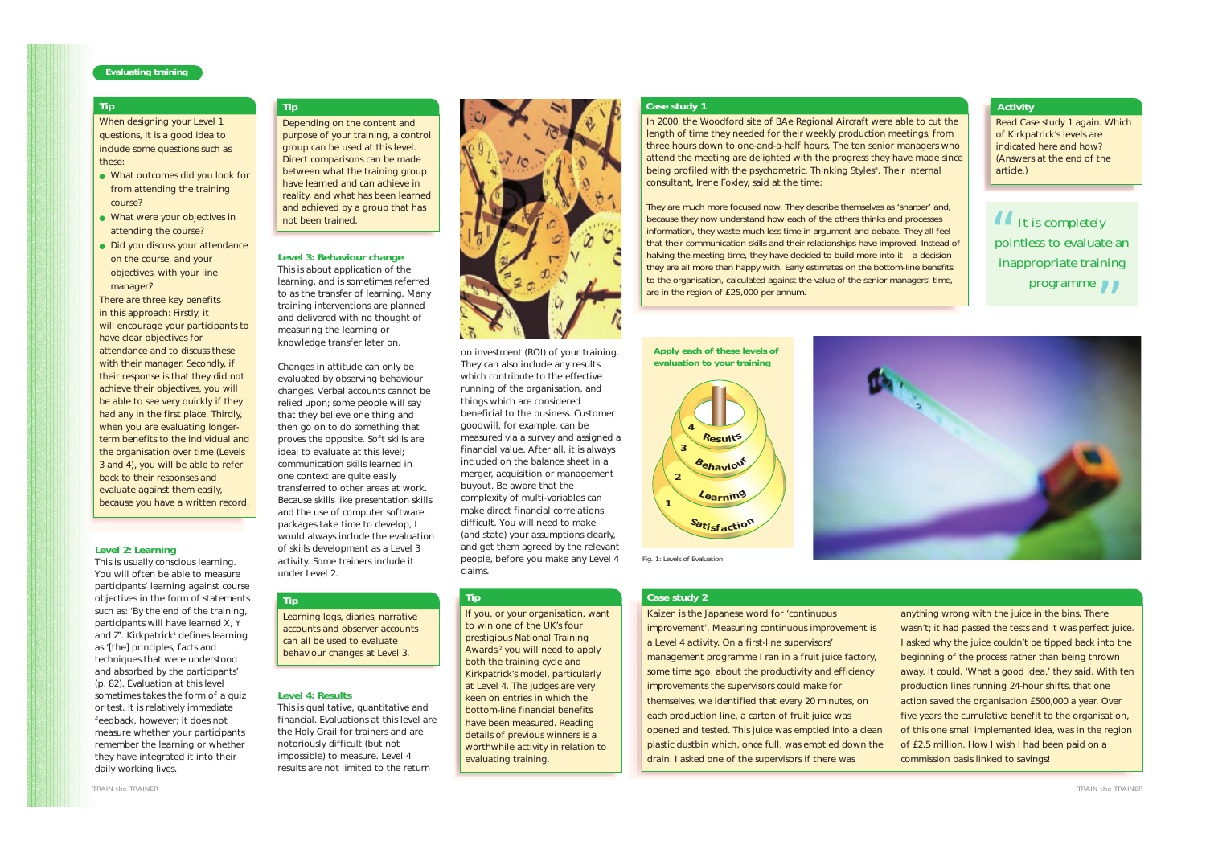## Tip

When designing your Level 1 questions, it is a good idea to include some questions such as these:

- What outcomes did you look for from attending the training course?
- What were your objectives in attending the course?
- Did you discuss your attendance on the course, and your objectives, with your line manager?

There are three key benefits in this approach: Firstly, it will encourage your participants to have clear objectives for attendance and to discuss these with their manager. Secondly, if their response is that they did not achieve their objectives, you will be able to see very quickly if they had any in the first place. Thirdly, when you are evaluating longer-term benefits to the individual and the organisation over time (Levels 3 and 4), you will be able to refer back to their responses and evaluate against them easily, because you have a written record.

### Level 2: Learning

This is usually conscious learning. You will often be able to measure participants' learning against course objectives in the form of statements such as: 'By the end of the training, participants will have learned X, Y and Z'. Kirkpatrick[1] defines learning as '[the] principles, facts and techniques that were understood and absorbed by the participants' (p. 82). Evaluation at this level sometimes takes the form of a quiz or test. It is relatively immediate feedback, however; it does not measure whether your participants remember the learning or whether they have integrated it into their daily working lives.

## Tip

Depending on the content and purpose of your training, a control group can be used at this level. Direct comparisons can be made between what the training group have learned and can achieve in reality, and what has been learned and achieved by a group that has not been trained.

### Level 3: Behaviour change

This is about application of the learning, and is sometimes referred to as the transfer of learning. Many training interventions are planned and delivered with no thought of measuring the learning or knowledge transfer later on.

Changes in attitude can only be evaluated by observing behaviour changes. Verbal accounts cannot be relied upon; some people will say that they believe one thing and then go on to do something that proves the opposite. Soft skills are ideal to evaluate at this level; communication skills learned in one context are quite easily transferred to other areas at work. Because skills like presentation skills and the use of computer software packages take time to develop, I would always include the evaluation of skills development as a Level 3 activity. Some trainers include it under Level 2.

## Tip

Learning logs, diaries, narrative accounts and observer accounts can all be used to evaluate behaviour changes at Level 3.

### Level 4: Results

This is qualitative, quantitative and financial. Evaluations at this level are the Holy Grail for trainers and are notoriously difficult (but not impossible) to measure. Level 4 results are not limited to the return on investment (ROI) of your training. They can also include any results which contribute to the effective running of the organisation, and things which are considered beneficial to the business. Customer goodwill, for example, can be measured via a survey and assigned a financial value. After all, it is always included on the balance sheet in a merger, acquisition or management buyout. Be aware that the complexity of multi-variables can make direct financial correlations difficult. You will need to make (and state) your assumptions clearly, and get them agreed by the relevant people, before you make any Level 4 claims.

## Tip

If you, or your organisation, want to win one of the UK's four prestigious National Training Awards,[2] you will need to apply both the training cycle and Kirkpatrick's model, particularly at Level 4. The judges are very keen on entries in which the bottom-line financial benefits have been measured. Reading details of previous winners is a worthwhile activity in relation to evaluating training.

## Case study 1

In 2000, the Woodford site of BAe Regional Aircraft were able to cut the length of time they needed for their weekly production meetings, from three hours down to one-and-a-half hours. The ten senior managers who attend the meeting are delighted with the progress they have made since being profiled with the psychometric, Thinking Styles®. Their internal consultant, Irene Foxley, said at the time:

They are much more focused now. They describe themselves as 'sharper' and, because they now understand how each of the others thinks and processes information, they waste much less time in argument and debate. They all feel that their communication skills and their relationships have improved. Instead of halving the meeting time, they have decided to build more into it – a decision they are all more than happy with. Early estimates on the bottom-line benefits to the organisation, calculated against the value of the senior managers' time, are in the region of £25,000 per annum.

## Activity

Read Case study 1 again. Which of Kirkpatrick's levels are indicated here and how? (Answers at the end of the article.)

> "It is completely pointless to evaluate an inappropriate training programme"

**Apply each of these levels of evaluation to your training**

4 Results
3 Behaviour
2 Learning
1 Satisfaction

Fig. 1: Levels of Evaluation

## Case study 2

Kaizen is the Japanese word for 'continuous improvement'. Measuring continuous improvement is a Level 4 activity. On a first-line supervisors' management programme I ran in a fruit juice factory, some time ago, about the productivity and efficiency improvements the supervisors could make for themselves, we identified that every 20 minutes, on each production line, a carton of fruit juice was opened and tested. This juice was emptied into a clean plastic dustbin which, once full, was emptied down the drain. I asked one of the supervisors if there was anything wrong with the juice in the bins. There wasn't; it had passed the tests and it was perfect juice. I asked why the juice couldn't be tipped back into the beginning of the process rather than being thrown away. It could. 'What a good idea,' they said. With ten production lines running 24-hour shifts, that one action saved the organisation £500,000 a year. Over five years the cumulative benefit to the organisation, of this one small implemented idea, was in the region of £2.5 million. How I wish I had been paid on a commission basis linked to savings!